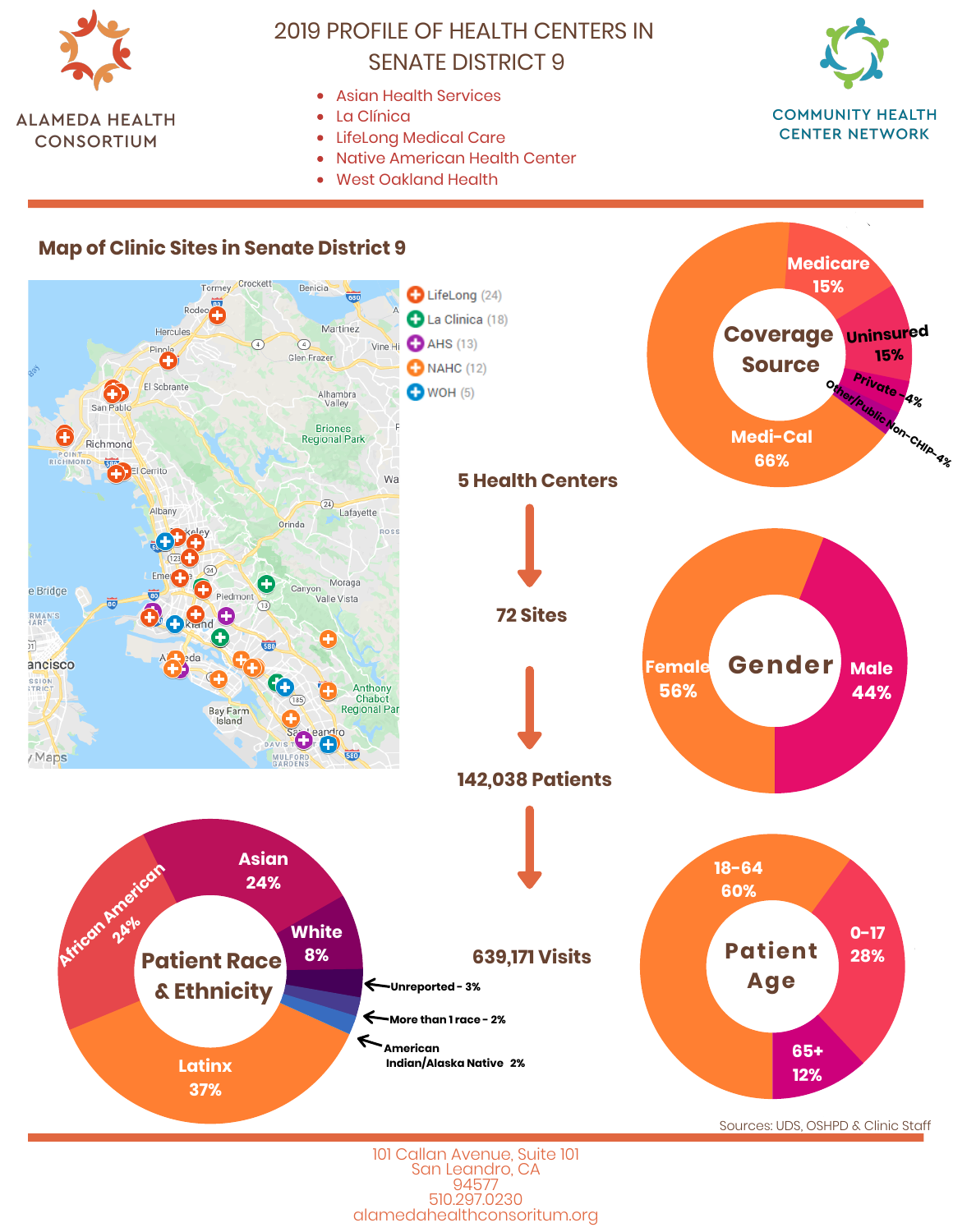ALAMEDA HEALTH CONSORTIUM

# 2019 PROFILE OF HEALTH CENTERS IN SENATE DISTRICT 9

- Asian Health Services
- La Clínica
- LifeLong Medical Care
- Native American Health Center
- West Oakland Health

COMMUNITY HEALTH CENTER NETWORK

## Map of Clinic Sites in Senate District 9

- LifeLong (24)
- La Clinica (18)
- AHS (13)
- NAHC (12)
- WOH (5)

**5 Health Centers**

**72 Sites**

**142,038 Patients**

**639,171 Visits**

### Coverage Source

| Coverage Source | % |
|---|---|
| Medi-Cal | 66% |
| Medicare | 15% |
| Uninsured | 15% |
| Private | 4% |
| Other/Public Non-CHIP | 4% |

### Gender

| Gender | % |
|---|---|
| Female | 56% |
| Male | 44% |

### Patient Race & Ethnicity

| Race & Ethnicity | % |
|---|---|
| Latinx | 37% |
| African American | 24% |
| Asian | 24% |
| White | 8% |
| Unreported | 3% |
| More than 1 race | 2% |
| American Indian/Alaska Native | 2% |

### Patient Age

| Age | % |
|---|---|
| 18-64 | 60% |
| 0-17 | 28% |
| 65+ | 12% |

Sources: UDS, OSHPD & Clinic Staff

101 Callan Avenue, Suite 101
San Leandro, CA
94577
510.297.0230
alamedahealthconsoritum.org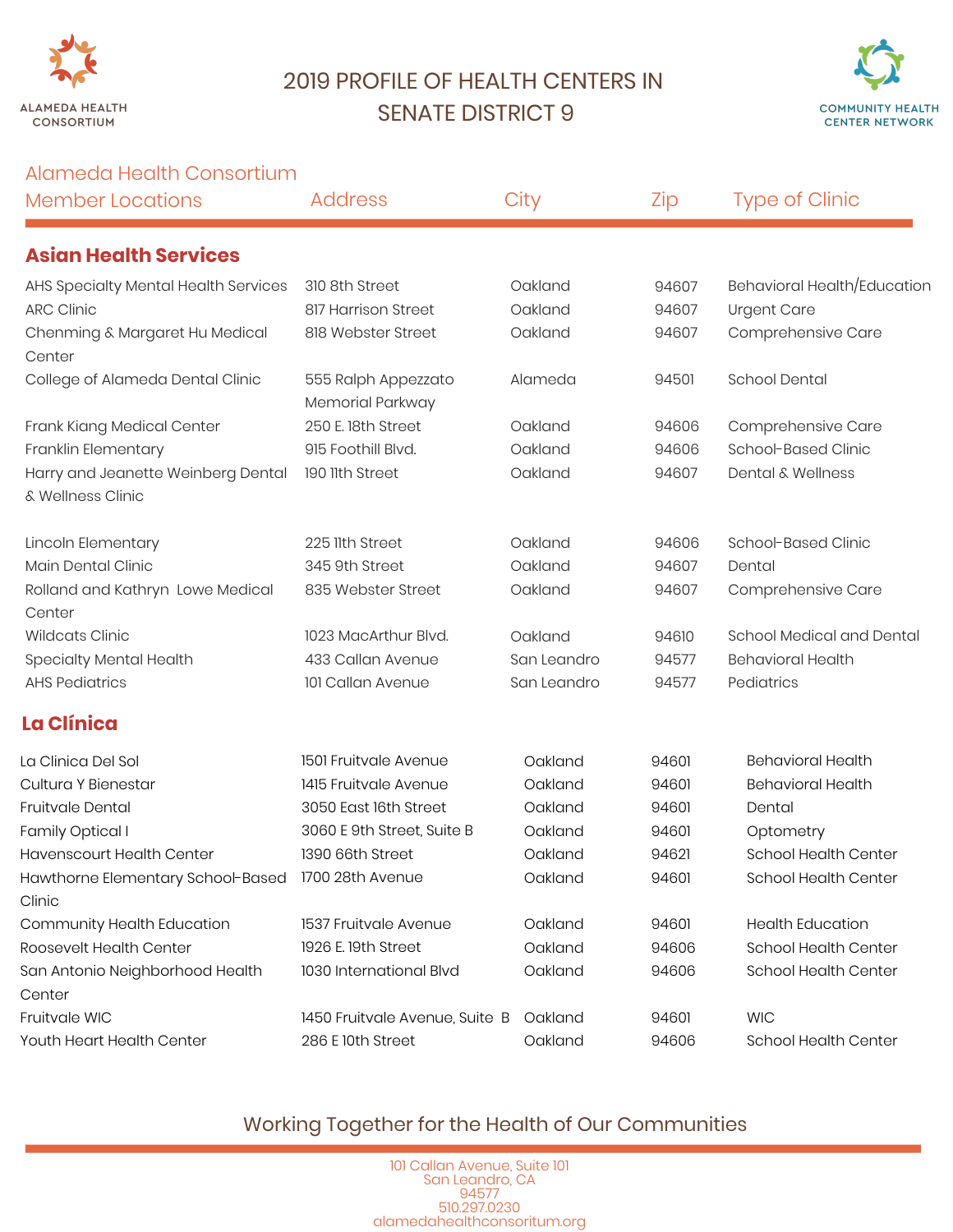# 2019 PROFILE OF HEALTH CENTERS IN SENATE DISTRICT 9

ALAMEDA HEALTH CONSORTIUM

COMMUNITY HEALTH CENTER NETWORK

| Alameda Health Consortium Member Locations | Address | City | Zip | Type of Clinic |
|---|---|---|---|---|
| **Asian Health Services** | | | | |
| AHS Specialty Mental Health Services | 310 8th Street | Oakland | 94607 | Behavioral Health/Education |
| ARC Clinic | 817 Harrison Street | Oakland | 94607 | Urgent Care |
| Chenming & Margaret Hu Medical Center | 818 Webster Street | Oakland | 94607 | Comprehensive Care |
| College of Alameda Dental Clinic | 555 Ralph Appezzato Memorial Parkway | Alameda | 94501 | School Dental |
| Frank Kiang Medical Center | 250 E. 18th Street | Oakland | 94606 | Comprehensive Care |
| Franklin Elementary | 915 Foothill Blvd. | Oakland | 94606 | School-Based Clinic |
| Harry and Jeanette Weinberg Dental & Wellness Clinic | 190 11th Street | Oakland | 94607 | Dental & Wellness |
| Lincoln Elementary | 225 11th Street | Oakland | 94606 | School-Based Clinic |
| Main Dental Clinic | 345 9th Street | Oakland | 94607 | Dental |
| Rolland and Kathryn Lowe Medical Center | 835 Webster Street | Oakland | 94607 | Comprehensive Care |
| Wildcats Clinic | 1023 MacArthur Blvd. | Oakland | 94610 | School Medical and Dental |
| Specialty Mental Health | 433 Callan Avenue | San Leandro | 94577 | Behavioral Health |
| AHS Pediatrics | 101 Callan Avenue | San Leandro | 94577 | Pediatrics |
| **La Clínica** | | | | |
| La Clinica Del Sol | 1501 Fruitvale Avenue | Oakland | 94601 | Behavioral Health |
| Cultura Y Bienestar | 1415 Fruitvale Avenue | Oakland | 94601 | Behavioral Health |
| Fruitvale Dental | 3050 East 16th Street | Oakland | 94601 | Dental |
| Family Optical I | 3060 E 9th Street, Suite B | Oakland | 94601 | Optometry |
| Havenscourt Health Center | 1390 66th Street | Oakland | 94621 | School Health Center |
| Hawthorne Elementary School-Based Clinic | 1700 28th Avenue | Oakland | 94601 | School Health Center |
| Community Health Education | 1537 Fruitvale Avenue | Oakland | 94601 | Health Education |
| Roosevelt Health Center | 1926 E. 19th Street | Oakland | 94606 | School Health Center |
| San Antonio Neighborhood Health Center | 1030 International Blvd | Oakland | 94606 | School Health Center |
| Fruitvale WIC | 1450 Fruitvale Avenue, Suite B | Oakland | 94601 | WIC |
| Youth Heart Health Center | 286 E 10th Street | Oakland | 94606 | School Health Center |

Working Together for the Health of Our Communities

101 Callan Avenue, Suite 101
San Leandro, CA
94577
510.297.0230
alamedahealthconsortium.org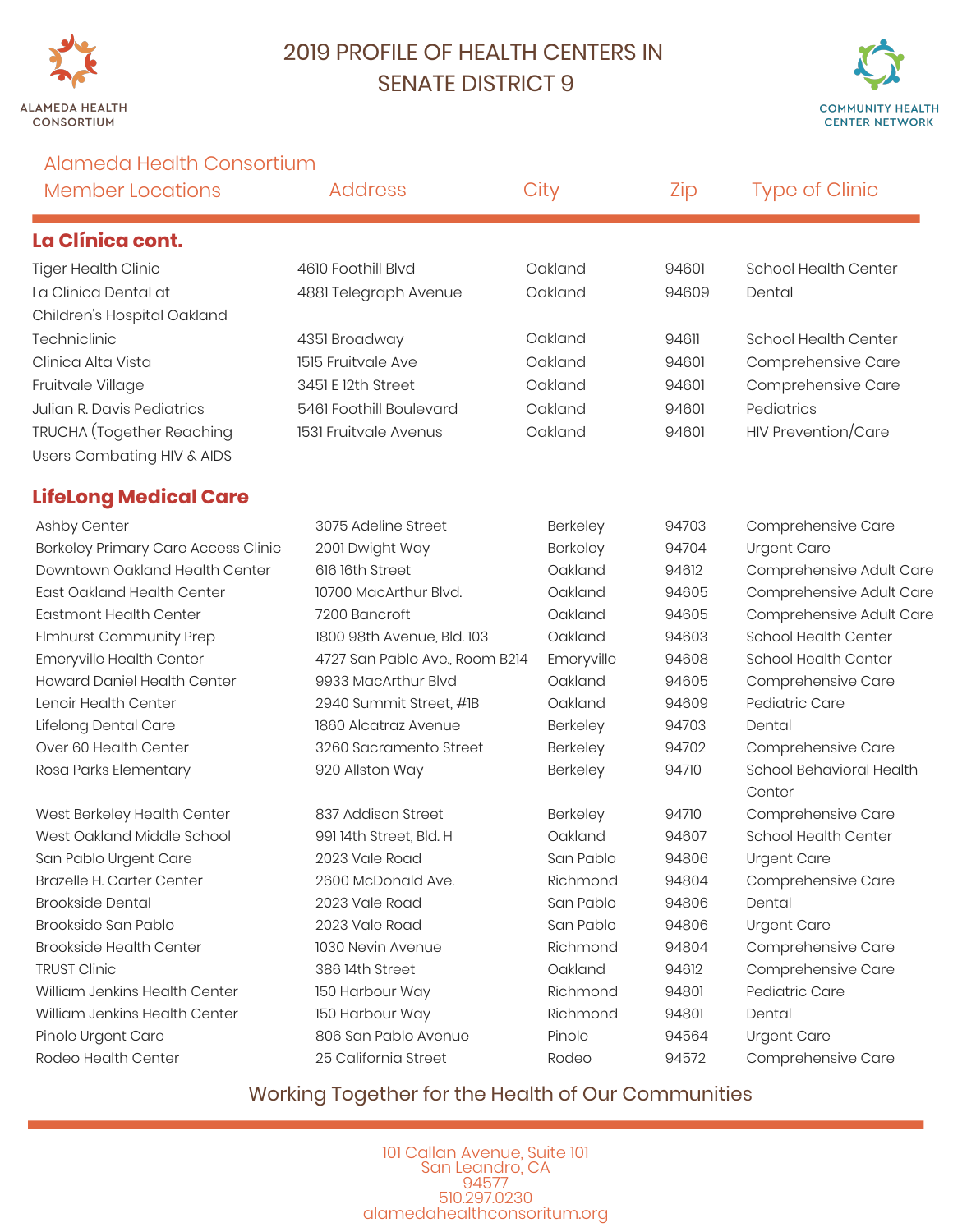ALAMEDA HEALTH CONSORTIUM

# 2019 PROFILE OF HEALTH CENTERS IN SENATE DISTRICT 9

COMMUNITY HEALTH CENTER NETWORK

| Alameda Health Consortium Member Locations | Address | City | Zip | Type of Clinic |
|---|---|---|---|---|
| **La Clínica cont.** | | | | |
| Tiger Health Clinic | 4610 Foothill Blvd | Oakland | 94601 | School Health Center |
| La Clinica Dental at Children's Hospital Oakland | 4881 Telegraph Avenue | Oakland | 94609 | Dental |
| Techniclinic | 4351 Broadway | Oakland | 94611 | School Health Center |
| Clinica Alta Vista | 1515 Fruitvale Ave | Oakland | 94601 | Comprehensive Care |
| Fruitvale Village | 3451 E 12th Street | Oakland | 94601 | Comprehensive Care |
| Julian R. Davis Pediatrics | 5461 Foothill Boulevard | Oakland | 94601 | Pediatrics |
| TRUCHA (Together Reaching Users Combating HIV & AIDS | 1531 Fruitvale Avenus | Oakland | 94601 | HIV Prevention/Care |
| **LifeLong Medical Care** | | | | |
| Ashby Center | 3075 Adeline Street | Berkeley | 94703 | Comprehensive Care |
| Berkeley Primary Care Access Clinic | 2001 Dwight Way | Berkeley | 94704 | Urgent Care |
| Downtown Oakland Health Center | 616 16th Street | Oakland | 94612 | Comprehensive Adult Care |
| East Oakland Health Center | 10700 MacArthur Blvd. | Oakland | 94605 | Comprehensive Adult Care |
| Eastmont Health Center | 7200 Bancroft | Oakland | 94605 | Comprehensive Adult Care |
| Elmhurst Community Prep | 1800 98th Avenue, Bld. 103 | Oakland | 94603 | School Health Center |
| Emeryville Health Center | 4727 San Pablo Ave., Room B214 | Emeryville | 94608 | School Health Center |
| Howard Daniel Health Center | 9933 MacArthur Blvd | Oakland | 94605 | Comprehensive Care |
| Lenoir Health Center | 2940 Summit Street, #1B | Oakland | 94609 | Pediatric Care |
| Lifelong Dental Care | 1860 Alcatraz Avenue | Berkeley | 94703 | Dental |
| Over 60 Health Center | 3260 Sacramento Street | Berkeley | 94702 | Comprehensive Care |
| Rosa Parks Elementary | 920 Allston Way | Berkeley | 94710 | School Behavioral Health Center |
| West Berkeley Health Center | 837 Addison Street | Berkeley | 94710 | Comprehensive Care |
| West Oakland Middle School | 991 14th Street, Bld. H | Oakland | 94607 | School Health Center |
| San Pablo Urgent Care | 2023 Vale Road | San Pablo | 94806 | Urgent Care |
| Brazelle H. Carter Center | 2600 McDonald Ave. | Richmond | 94804 | Comprehensive Care |
| Brookside Dental | 2023 Vale Road | San Pablo | 94806 | Dental |
| Brookside San Pablo | 2023 Vale Road | San Pablo | 94806 | Urgent Care |
| Brookside Health Center | 1030 Nevin Avenue | Richmond | 94804 | Comprehensive Care |
| TRUST Clinic | 386 14th Street | Oakland | 94612 | Comprehensive Care |
| William Jenkins Health Center | 150 Harbour Way | Richmond | 94801 | Pediatric Care |
| William Jenkins Health Center | 150 Harbour Way | Richmond | 94801 | Dental |
| Pinole Urgent Care | 806 San Pablo Avenue | Pinole | 94564 | Urgent Care |
| Rodeo Health Center | 25 California Street | Rodeo | 94572 | Comprehensive Care |

Working Together for the Health of Our Communities

101 Callan Avenue, Suite 101
San Leandro, CA
94577
510.297.0230
alamedahealthconsoritum.org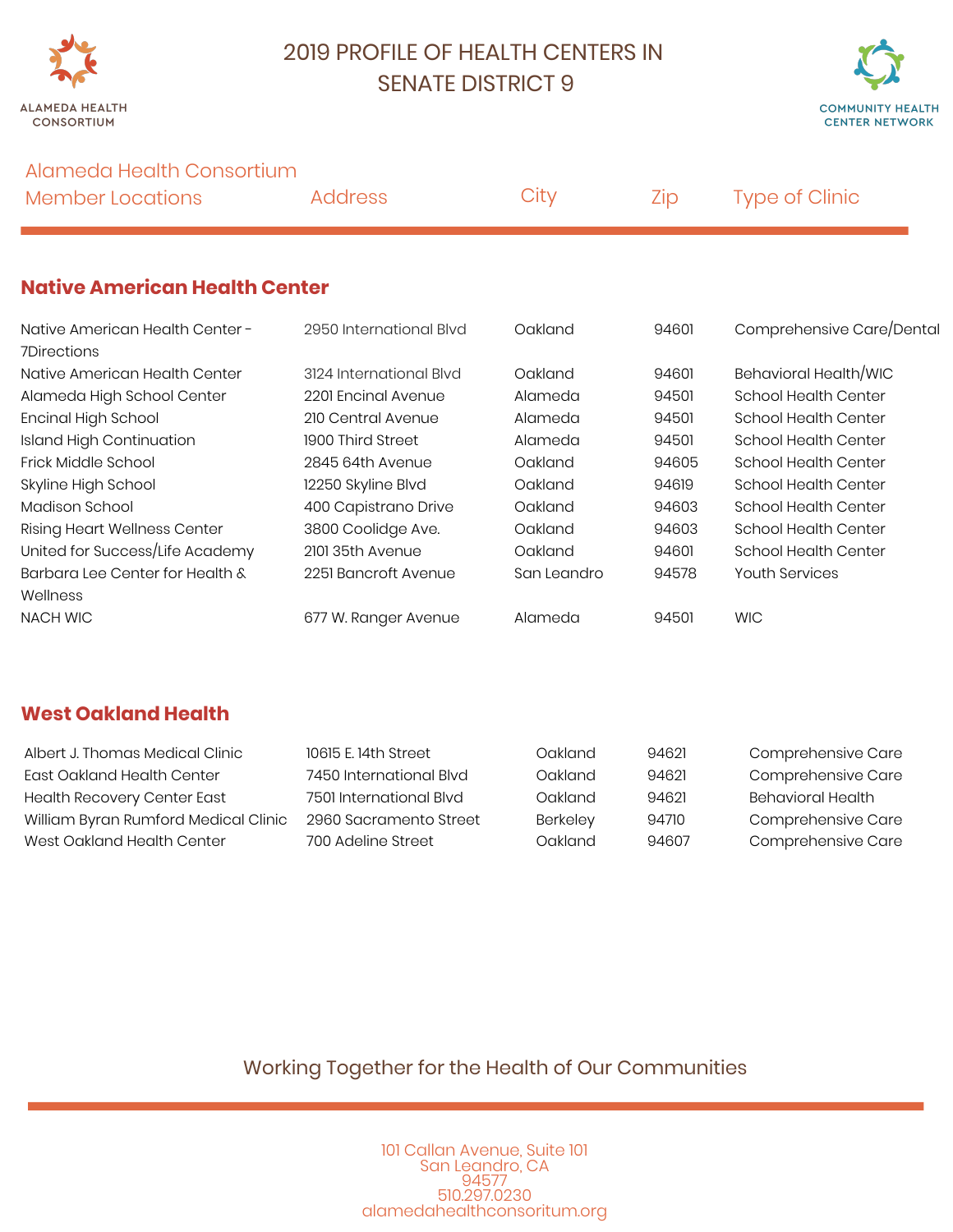ALAMEDA HEALTH CONSORTIUM

# 2019 PROFILE OF HEALTH CENTERS IN SENATE DISTRICT 9

COMMUNITY HEALTH CENTER NETWORK

| Alameda Health Consortium Member Locations | Address | City | Zip | Type of Clinic |
|---|---|---|---|---|

## Native American Health Center

| Alameda Health Consortium Member Locations | Address | City | Zip | Type of Clinic |
|---|---|---|---|---|
| Native American Health Center - 7Directions | 2950 International Blvd | Oakland | 94601 | Comprehensive Care/Dental |
| Native American Health Center | 3124 International Blvd | Oakland | 94601 | Behavioral Health/WIC |
| Alameda High School Center | 2201 Encinal Avenue | Alameda | 94501 | School Health Center |
| Encinal High School | 210 Central Avenue | Alameda | 94501 | School Health Center |
| Island High Continuation | 1900 Third Street | Alameda | 94501 | School Health Center |
| Frick Middle School | 2845 64th Avenue | Oakland | 94605 | School Health Center |
| Skyline High School | 12250 Skyline Blvd | Oakland | 94619 | School Health Center |
| Madison School | 400 Capistrano Drive | Oakland | 94603 | School Health Center |
| Rising Heart Wellness Center | 3800 Coolidge Ave. | Oakland | 94603 | School Health Center |
| United for Success/Life Academy | 2101 35th Avenue | Oakland | 94601 | School Health Center |
| Barbara Lee Center for Health & Wellness | 2251 Bancroft Avenue | San Leandro | 94578 | Youth Services |
| NACH WIC | 677 W. Ranger Avenue | Alameda | 94501 | WIC |

## West Oakland Health

| Alameda Health Consortium Member Locations | Address | City | Zip | Type of Clinic |
|---|---|---|---|---|
| Albert J. Thomas Medical Clinic | 10615 E. 14th Street | Oakland | 94621 | Comprehensive Care |
| East Oakland Health Center | 7450 International Blvd | Oakland | 94621 | Comprehensive Care |
| Health Recovery Center East | 7501 International Blvd | Oakland | 94621 | Behavioral Health |
| William Byran Rumford Medical Clinic | 2960 Sacramento Street | Berkeley | 94710 | Comprehensive Care |
| West Oakland Health Center | 700 Adeline Street | Oakland | 94607 | Comprehensive Care |

Working Together for the Health of Our Communities

101 Callan Avenue, Suite 101
San Leandro, CA
94577
510.297.0230
alamedahealthconsoritum.org